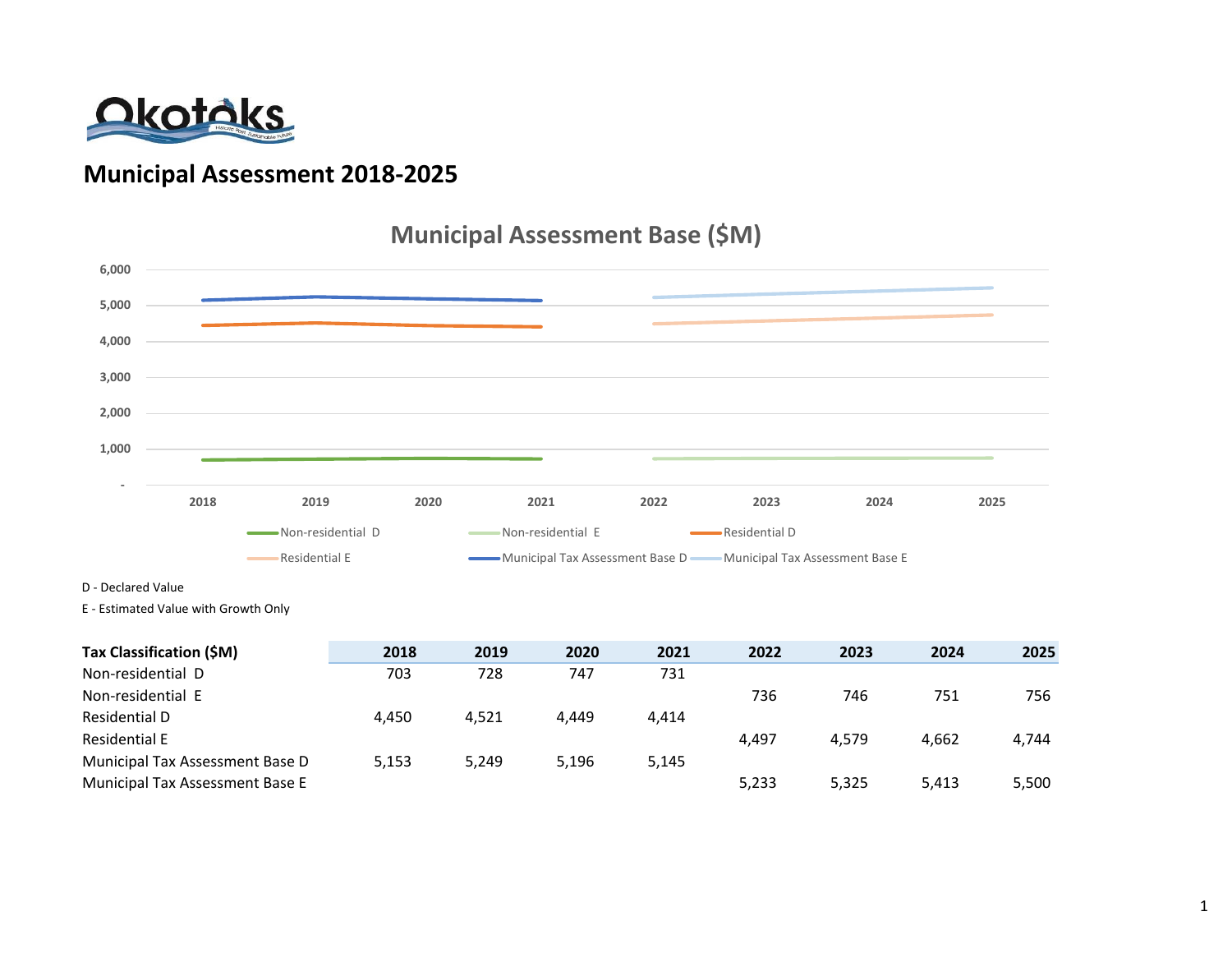# Municipal Assessment 2018-2025

## Municipal Assessment Base ($M)

D - Declared Value

E - Estimated Value with Growth Only

| Tax Classification ($M) | 2018 | 2019 | 2020 | 2021 | 2022 | 2023 | 2024 | 2025 |
|---|---|---|---|---|---|---|---|---|
| Non-residential D | 703 | 728 | 747 | 731 | | | | |
| Non-residential E | | | | | 736 | 746 | 751 | 756 |
| Residential D | 4,450 | 4,521 | 4,449 | 4,414 | | | | |
| Residential E | | | | | 4,497 | 4,579 | 4,662 | 4,744 |
| Municipal Tax Assessment Base D | 5,153 | 5,249 | 5,196 | 5,145 | | | | |
| Municipal Tax Assessment Base E | | | | | 5,233 | 5,325 | 5,413 | 5,500 |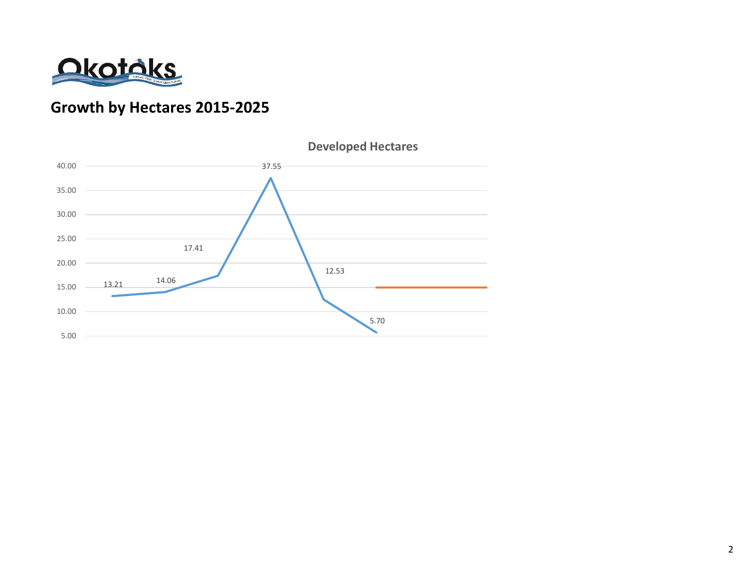## Growth by Hectares 2015-2025

**Developed Hectares**

| Data point | Developed Hectares |
| --- | --- |
| 1 | 13.21 |
| 2 | 14.06 |
| 3 | 17.41 |
| 4 | 37.55 |
| 5 | 12.53 |
| 6 | 5.70 |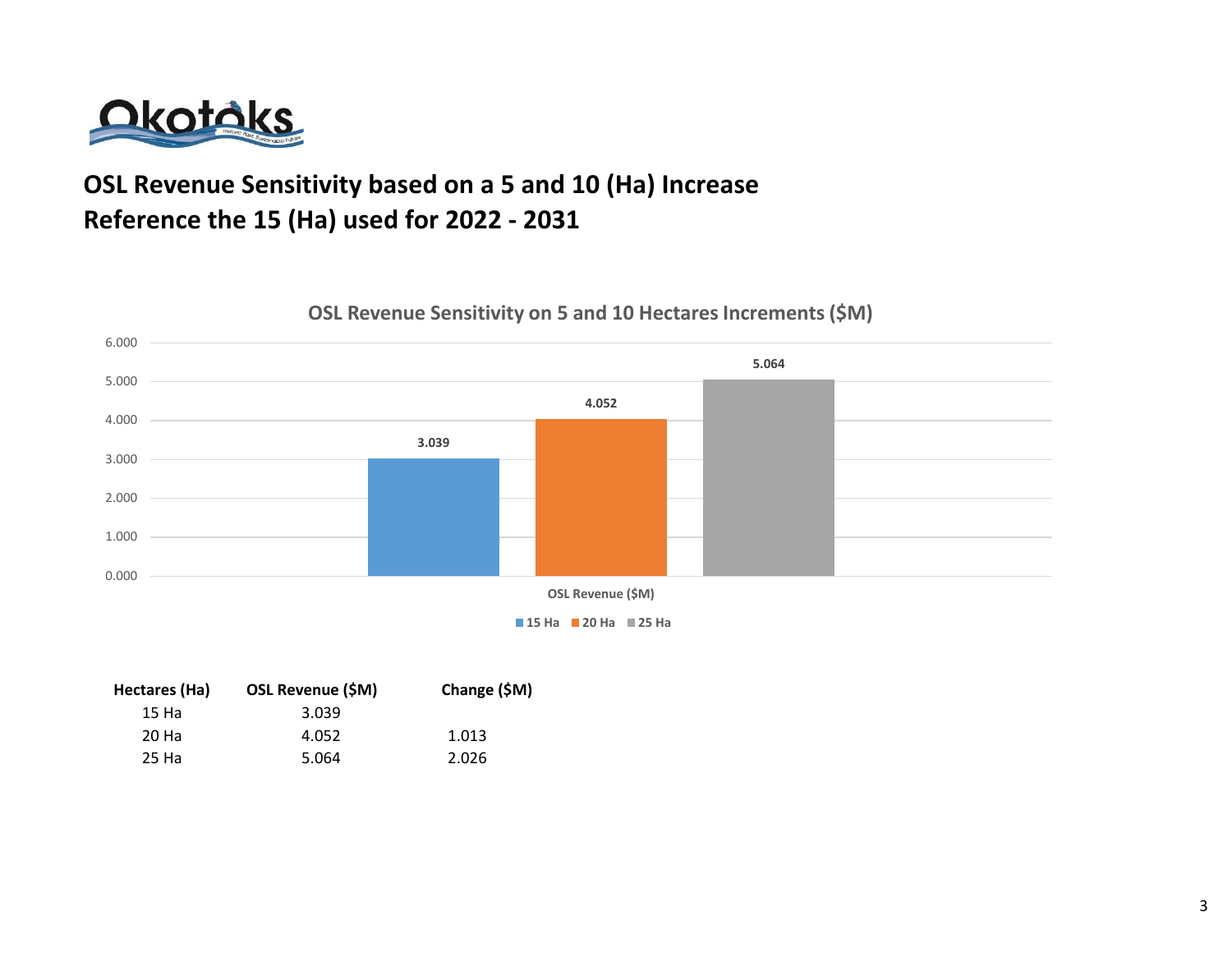# OSL Revenue Sensitivity based on a 5 and 10 (Ha) Increase
# Reference the 15 (Ha) used for 2022 - 2031

**OSL Revenue Sensitivity on 5 and 10 Hectares Increments ($M)**

| Hectares (Ha) | OSL Revenue ($M) | Change ($M) |
|---|---|---|
| 15 Ha | 3.039 | |
| 20 Ha | 4.052 | 1.013 |
| 25 Ha | 5.064 | 2.026 |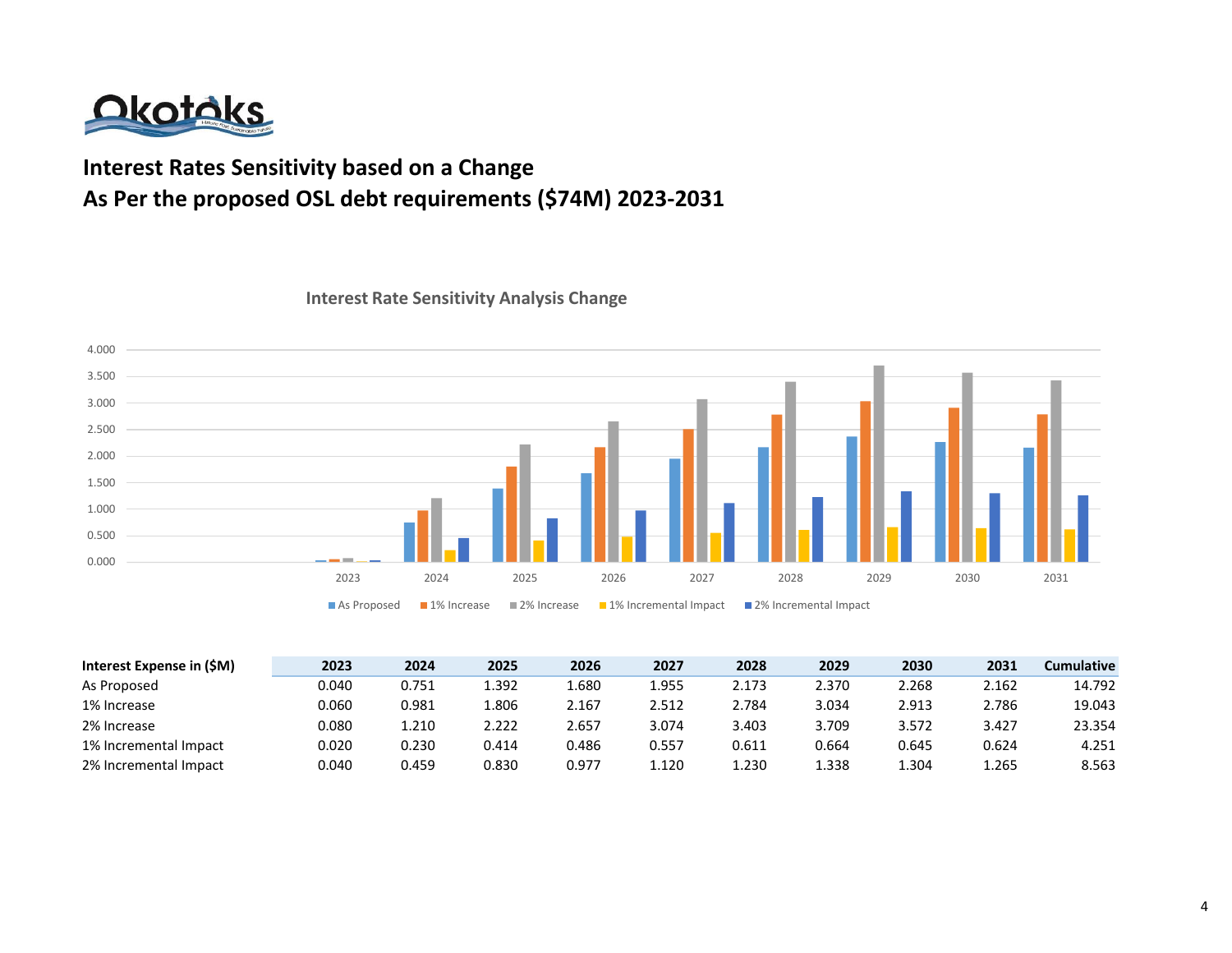Okotoks

Historic Past Sustainable Future

## Interest Rates Sensitivity based on a Change
## As Per the proposed OSL debt requirements ($74M) 2023-2031

Interest Rate Sensitivity Analysis Change

4.000
3.500
3.000
2.500
2.000
1.500
1.000
0.500
0.000

2023 2024 2025 2026 2027 2028 2029 2030 2031

As Proposed, 1% Increase, 2% Increase, 1% Incremental Impact, 2% Incremental Impact

| Interest Expense in ($M) | 2023 | 2024 | 2025 | 2026 | 2027 | 2028 | 2029 | 2030 | 2031 | Cumulative |
|---|---|---|---|---|---|---|---|---|---|---|
| As Proposed | 0.040 | 0.751 | 1.392 | 1.680 | 1.955 | 2.173 | 2.370 | 2.268 | 2.162 | 14.792 |
| 1% Increase | 0.060 | 0.981 | 1.806 | 2.167 | 2.512 | 2.784 | 3.034 | 2.913 | 2.786 | 19.043 |
| 2% Increase | 0.080 | 1.210 | 2.222 | 2.657 | 3.074 | 3.403 | 3.709 | 3.572 | 3.427 | 23.354 |
| 1% Incremental Impact | 0.020 | 0.230 | 0.414 | 0.486 | 0.557 | 0.611 | 0.664 | 0.645 | 0.624 | 4.251 |
| 2% Incremental Impact | 0.040 | 0.459 | 0.830 | 0.977 | 1.120 | 1.230 | 1.338 | 1.304 | 1.265 | 8.563 |